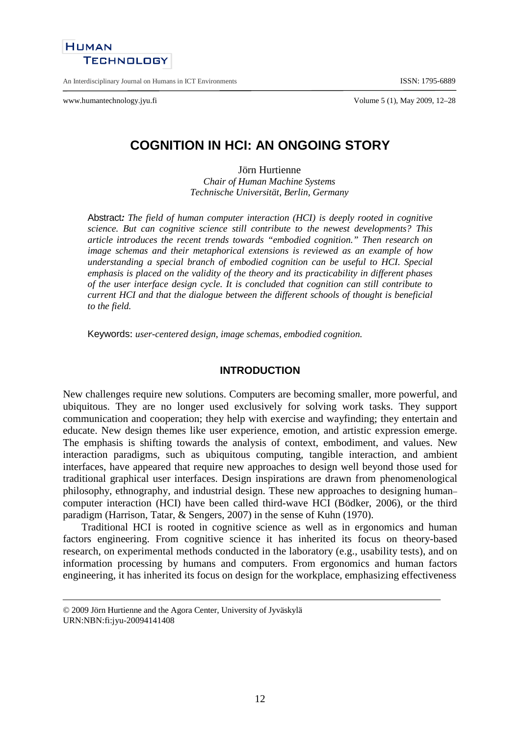# COGNITION IN HCI: AN ONGOING STORY

Jörn Hurtienne
*Chair of Human Machine Systems*
*Technische Universität, Berlin, Germany*

Abstract*: The field of human computer interaction (HCI) is deeply rooted in cognitive science. But can cognitive science still contribute to the newest developments? This article introduces the recent trends towards "embodied cognition." Then research on image schemas and their metaphorical extensions is reviewed as an example of how understanding a special branch of embodied cognition can be useful to HCI. Special emphasis is placed on the validity of the theory and its practicability in different phases of the user interface design cycle. It is concluded that cognition can still contribute to current HCI and that the dialogue between the different schools of thought is beneficial to the field.*

Keywords: *user-centered design, image schemas, embodied cognition.*

## INTRODUCTION

New challenges require new solutions. Computers are becoming smaller, more powerful, and ubiquitous. They are no longer used exclusively for solving work tasks. They support communication and cooperation; they help with exercise and wayfinding; they entertain and educate. New design themes like user experience, emotion, and artistic expression emerge. The emphasis is shifting towards the analysis of context, embodiment, and values. New interaction paradigms, such as ubiquitous computing, tangible interaction, and ambient interfaces, have appeared that require new approaches to design well beyond those used for traditional graphical user interfaces. Design inspirations are drawn from phenomenological philosophy, ethnography, and industrial design. These new approaches to designing human–computer interaction (HCI) have been called third-wave HCI (Bödker, 2006), or the third paradigm (Harrison, Tatar, & Sengers, 2007) in the sense of Kuhn (1970).

Traditional HCI is rooted in cognitive science as well as in ergonomics and human factors engineering. From cognitive science it has inherited its focus on theory-based research, on experimental methods conducted in the laboratory (e.g., usability tests), and on information processing by humans and computers. From ergonomics and human factors engineering, it has inherited its focus on design for the workplace, emphasizing effectiveness

---

© 2009 Jörn Hurtienne and the Agora Center, University of Jyväskylä
URN:NBN:fi:jyu-20094141408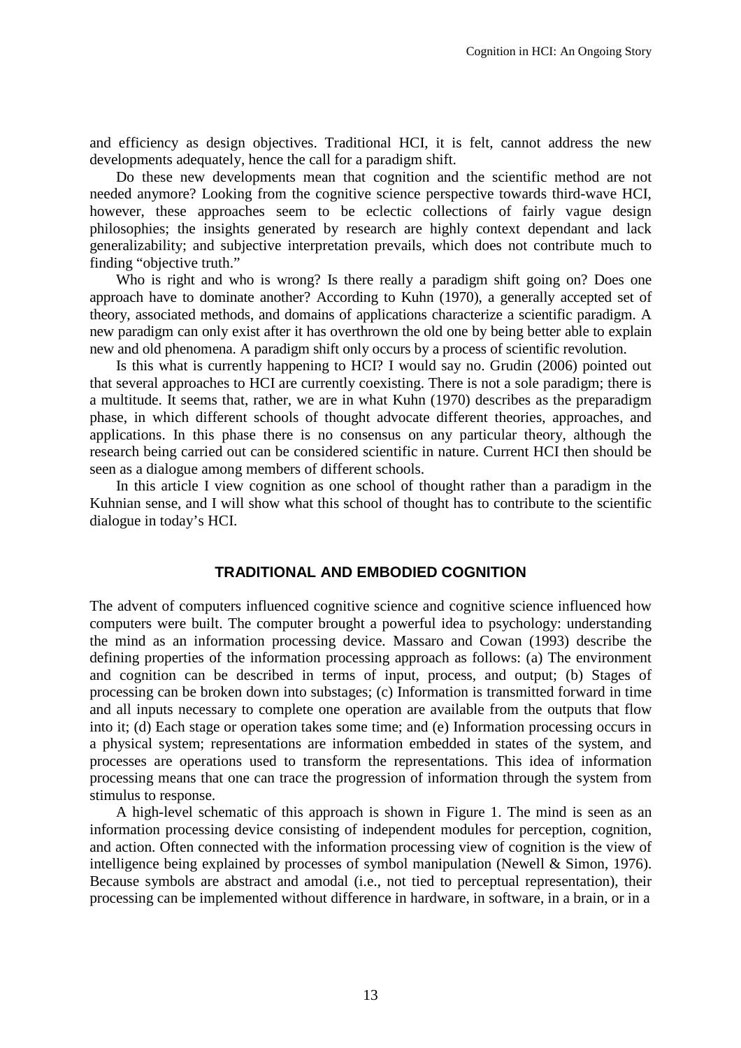and efficiency as design objectives. Traditional HCI, it is felt, cannot address the new developments adequately, hence the call for a paradigm shift.

Do these new developments mean that cognition and the scientific method are not needed anymore? Looking from the cognitive science perspective towards third-wave HCI, however, these approaches seem to be eclectic collections of fairly vague design philosophies; the insights generated by research are highly context dependant and lack generalizability; and subjective interpretation prevails, which does not contribute much to finding "objective truth."

Who is right and who is wrong? Is there really a paradigm shift going on? Does one approach have to dominate another? According to Kuhn (1970), a generally accepted set of theory, associated methods, and domains of applications characterize a scientific paradigm. A new paradigm can only exist after it has overthrown the old one by being better able to explain new and old phenomena. A paradigm shift only occurs by a process of scientific revolution.

Is this what is currently happening to HCI? I would say no. Grudin (2006) pointed out that several approaches to HCI are currently coexisting. There is not a sole paradigm; there is a multitude. It seems that, rather, we are in what Kuhn (1970) describes as the preparadigm phase, in which different schools of thought advocate different theories, approaches, and applications. In this phase there is no consensus on any particular theory, although the research being carried out can be considered scientific in nature. Current HCI then should be seen as a dialogue among members of different schools.

In this article I view cognition as one school of thought rather than a paradigm in the Kuhnian sense, and I will show what this school of thought has to contribute to the scientific dialogue in today's HCI.

## TRADITIONAL AND EMBODIED COGNITION

The advent of computers influenced cognitive science and cognitive science influenced how computers were built. The computer brought a powerful idea to psychology: understanding the mind as an information processing device. Massaro and Cowan (1993) describe the defining properties of the information processing approach as follows: (a) The environment and cognition can be described in terms of input, process, and output; (b) Stages of processing can be broken down into substages; (c) Information is transmitted forward in time and all inputs necessary to complete one operation are available from the outputs that flow into it; (d) Each stage or operation takes some time; and (e) Information processing occurs in a physical system; representations are information embedded in states of the system, and processes are operations used to transform the representations. This idea of information processing means that one can trace the progression of information through the system from stimulus to response.

A high-level schematic of this approach is shown in Figure 1. The mind is seen as an information processing device consisting of independent modules for perception, cognition, and action. Often connected with the information processing view of cognition is the view of intelligence being explained by processes of symbol manipulation (Newell & Simon, 1976). Because symbols are abstract and amodal (i.e., not tied to perceptual representation), their processing can be implemented without difference in hardware, in software, in a brain, or in a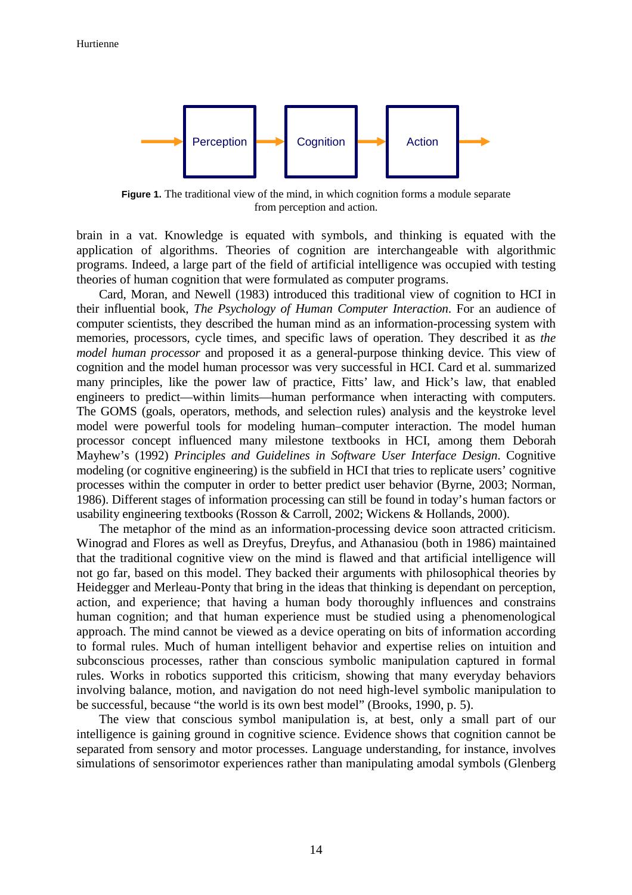**Figure 1.** The traditional view of the mind, in which cognition forms a module separate from perception and action.

brain in a vat. Knowledge is equated with symbols, and thinking is equated with the application of algorithms. Theories of cognition are interchangeable with algorithmic programs. Indeed, a large part of the field of artificial intelligence was occupied with testing theories of human cognition that were formulated as computer programs.

Card, Moran, and Newell (1983) introduced this traditional view of cognition to HCI in their influential book, *The Psychology of Human Computer Interaction*. For an audience of computer scientists, they described the human mind as an information-processing system with memories, processors, cycle times, and specific laws of operation. They described it as *the model human processor* and proposed it as a general-purpose thinking device. This view of cognition and the model human processor was very successful in HCI. Card et al. summarized many principles, like the power law of practice, Fitts' law, and Hick's law, that enabled engineers to predict—within limits—human performance when interacting with computers. The GOMS (goals, operators, methods, and selection rules) analysis and the keystroke level model were powerful tools for modeling human–computer interaction. The model human processor concept influenced many milestone textbooks in HCI, among them Deborah Mayhew's (1992) *Principles and Guidelines in Software User Interface Design*. Cognitive modeling (or cognitive engineering) is the subfield in HCI that tries to replicate users' cognitive processes within the computer in order to better predict user behavior (Byrne, 2003; Norman, 1986). Different stages of information processing can still be found in today's human factors or usability engineering textbooks (Rosson & Carroll, 2002; Wickens & Hollands, 2000).

The metaphor of the mind as an information-processing device soon attracted criticism. Winograd and Flores as well as Dreyfus, Dreyfus, and Athanasiou (both in 1986) maintained that the traditional cognitive view on the mind is flawed and that artificial intelligence will not go far, based on this model. They backed their arguments with philosophical theories by Heidegger and Merleau-Ponty that bring in the ideas that thinking is dependant on perception, action, and experience; that having a human body thoroughly influences and constrains human cognition; and that human experience must be studied using a phenomenological approach. The mind cannot be viewed as a device operating on bits of information according to formal rules. Much of human intelligent behavior and expertise relies on intuition and subconscious processes, rather than conscious symbolic manipulation captured in formal rules. Works in robotics supported this criticism, showing that many everyday behaviors involving balance, motion, and navigation do not need high-level symbolic manipulation to be successful, because "the world is its own best model" (Brooks, 1990, p. 5).

The view that conscious symbol manipulation is, at best, only a small part of our intelligence is gaining ground in cognitive science. Evidence shows that cognition cannot be separated from sensory and motor processes. Language understanding, for instance, involves simulations of sensorimotor experiences rather than manipulating amodal symbols (Glenberg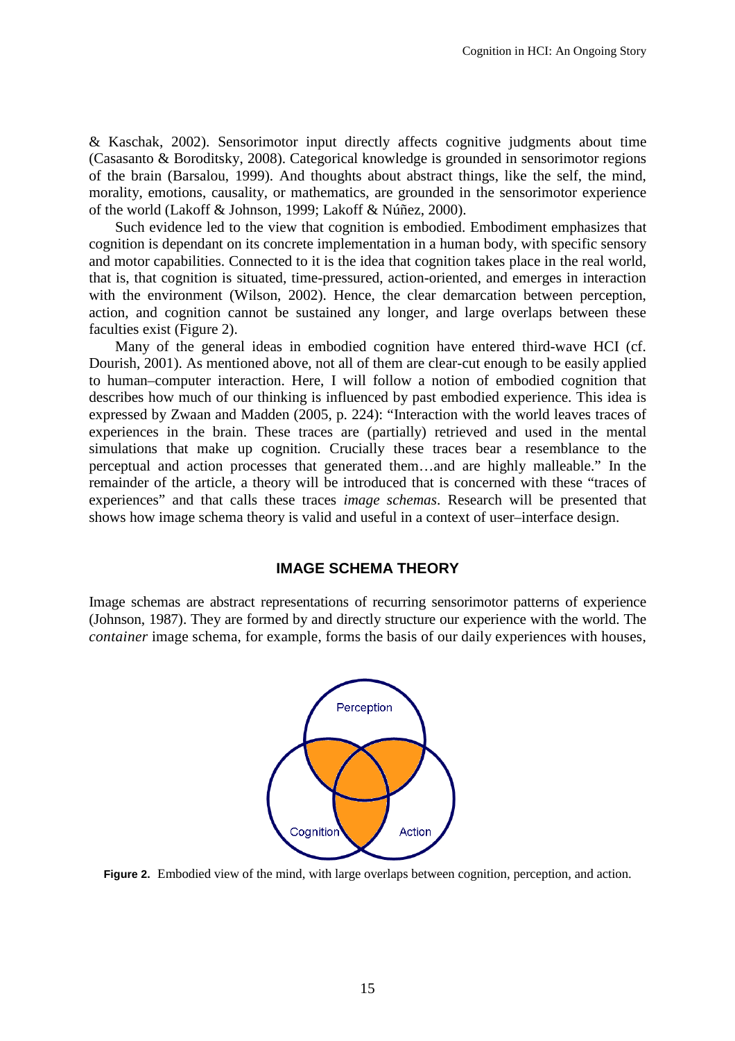& Kaschak, 2002). Sensorimotor input directly affects cognitive judgments about time (Casasanto & Boroditsky, 2008). Categorical knowledge is grounded in sensorimotor regions of the brain (Barsalou, 1999). And thoughts about abstract things, like the self, the mind, morality, emotions, causality, or mathematics, are grounded in the sensorimotor experience of the world (Lakoff & Johnson, 1999; Lakoff & Núñez, 2000).

Such evidence led to the view that cognition is embodied. Embodiment emphasizes that cognition is dependant on its concrete implementation in a human body, with specific sensory and motor capabilities. Connected to it is the idea that cognition takes place in the real world, that is, that cognition is situated, time-pressured, action-oriented, and emerges in interaction with the environment (Wilson, 2002). Hence, the clear demarcation between perception, action, and cognition cannot be sustained any longer, and large overlaps between these faculties exist (Figure 2).

Many of the general ideas in embodied cognition have entered third-wave HCI (cf. Dourish, 2001). As mentioned above, not all of them are clear-cut enough to be easily applied to human–computer interaction. Here, I will follow a notion of embodied cognition that describes how much of our thinking is influenced by past embodied experience. This idea is expressed by Zwaan and Madden (2005, p. 224): "Interaction with the world leaves traces of experiences in the brain. These traces are (partially) retrieved and used in the mental simulations that make up cognition. Crucially these traces bear a resemblance to the perceptual and action processes that generated them…and are highly malleable." In the remainder of the article, a theory will be introduced that is concerned with these "traces of experiences" and that calls these traces *image schemas*. Research will be presented that shows how image schema theory is valid and useful in a context of user–interface design.

## IMAGE SCHEMA THEORY

Image schemas are abstract representations of recurring sensorimotor patterns of experience (Johnson, 1987). They are formed by and directly structure our experience with the world. The *container* image schema, for example, forms the basis of our daily experiences with houses,

**Figure 2.** Embodied view of the mind, with large overlaps between cognition, perception, and action.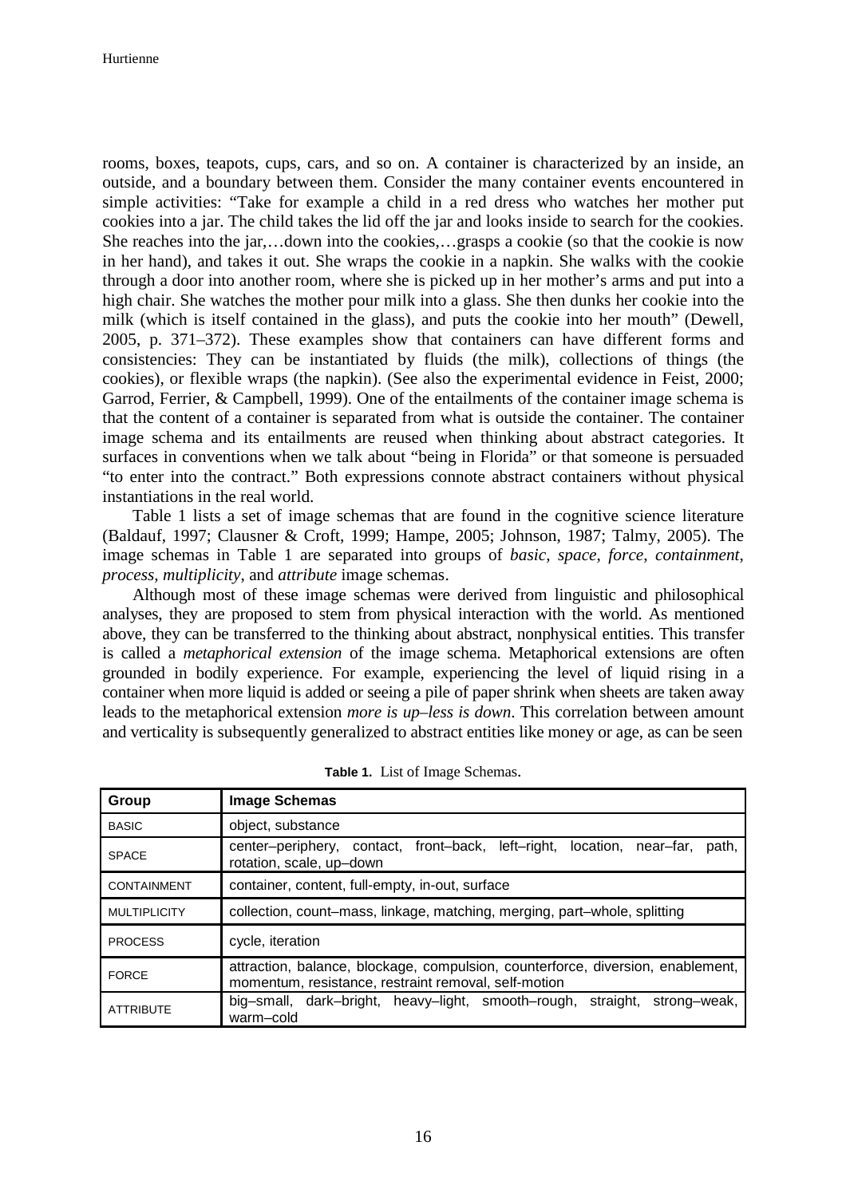rooms, boxes, teapots, cups, cars, and so on. A container is characterized by an inside, an outside, and a boundary between them. Consider the many container events encountered in simple activities: "Take for example a child in a red dress who watches her mother put cookies into a jar. The child takes the lid off the jar and looks inside to search for the cookies. She reaches into the jar,…down into the cookies,…grasps a cookie (so that the cookie is now in her hand), and takes it out. She wraps the cookie in a napkin. She walks with the cookie through a door into another room, where she is picked up in her mother's arms and put into a high chair. She watches the mother pour milk into a glass. She then dunks her cookie into the milk (which is itself contained in the glass), and puts the cookie into her mouth" (Dewell, 2005, p. 371–372). These examples show that containers can have different forms and consistencies: They can be instantiated by fluids (the milk), collections of things (the cookies), or flexible wraps (the napkin). (See also the experimental evidence in Feist, 2000; Garrod, Ferrier, & Campbell, 1999). One of the entailments of the container image schema is that the content of a container is separated from what is outside the container. The container image schema and its entailments are reused when thinking about abstract categories. It surfaces in conventions when we talk about "being in Florida" or that someone is persuaded "to enter into the contract." Both expressions connote abstract containers without physical instantiations in the real world.

Table 1 lists a set of image schemas that are found in the cognitive science literature (Baldauf, 1997; Clausner & Croft, 1999; Hampe, 2005; Johnson, 1987; Talmy, 2005). The image schemas in Table 1 are separated into groups of *basic*, *space*, *force*, *containment*, *process*, *multiplicity*, and *attribute* image schemas.

Although most of these image schemas were derived from linguistic and philosophical analyses, they are proposed to stem from physical interaction with the world. As mentioned above, they can be transferred to the thinking about abstract, nonphysical entities. This transfer is called a *metaphorical extension* of the image schema. Metaphorical extensions are often grounded in bodily experience. For example, experiencing the level of liquid rising in a container when more liquid is added or seeing a pile of paper shrink when sheets are taken away leads to the metaphorical extension *more is up–less is down*. This correlation between amount and verticality is subsequently generalized to abstract entities like money or age, as can be seen

**Table 1.** List of Image Schemas.

| Group | Image Schemas |
|---|---|
| BASIC | object, substance |
| SPACE | center–periphery, contact, front–back, left–right, location, near–far, path, rotation, scale, up–down |
| CONTAINMENT | container, content, full-empty, in-out, surface |
| MULTIPLICITY | collection, count–mass, linkage, matching, merging, part–whole, splitting |
| PROCESS | cycle, iteration |
| FORCE | attraction, balance, blockage, compulsion, counterforce, diversion, enablement, momentum, resistance, restraint removal, self-motion |
| ATTRIBUTE | big–small, dark–bright, heavy–light, smooth–rough, straight, strong–weak, warm–cold |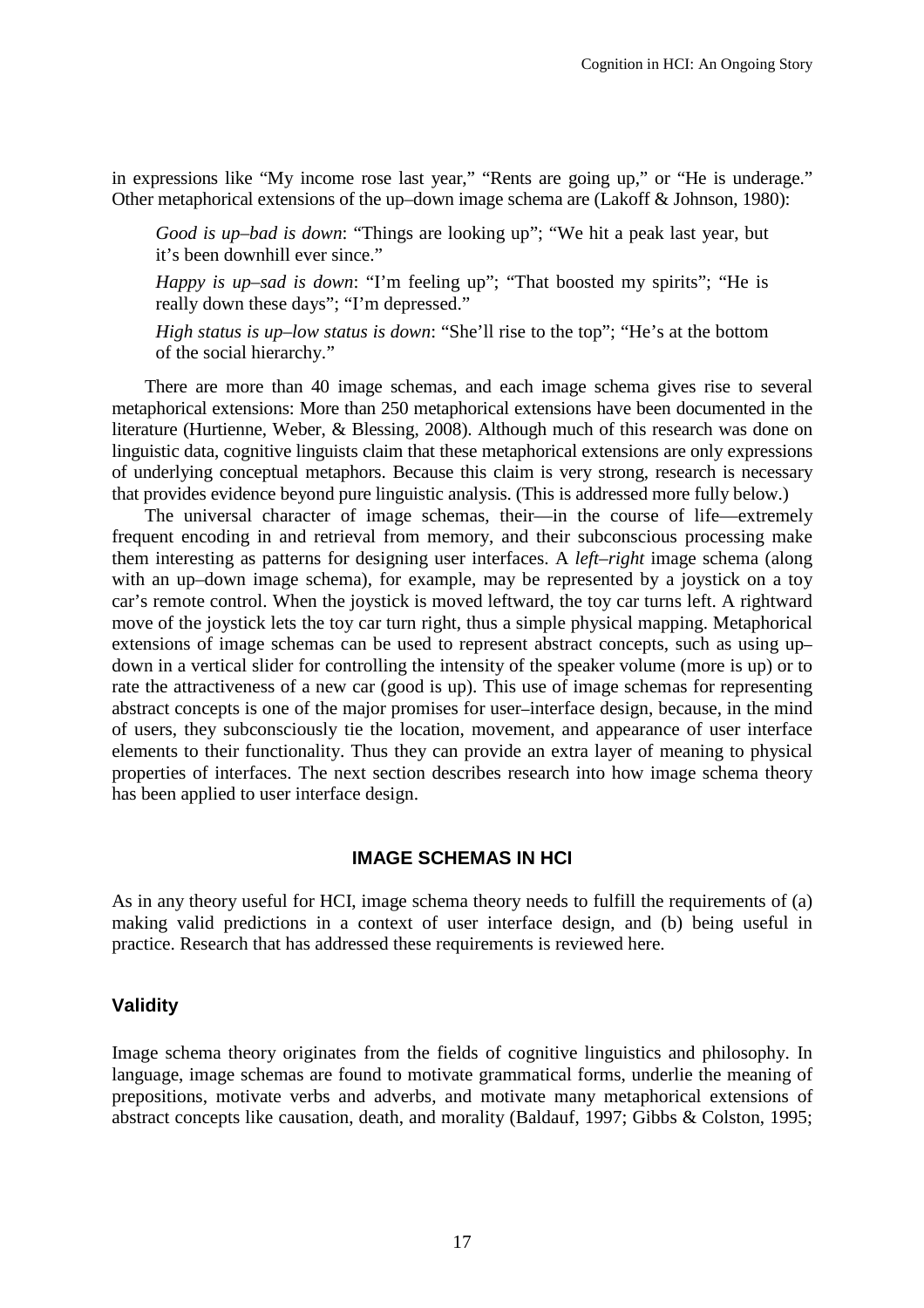in expressions like "My income rose last year," "Rents are going up," or "He is underage." Other metaphorical extensions of the up–down image schema are (Lakoff & Johnson, 1980):

> *Good is up–bad is down*: "Things are looking up"; "We hit a peak last year, but it's been downhill ever since."
>
> *Happy is up–sad is down*: "I'm feeling up"; "That boosted my spirits"; "He is really down these days"; "I'm depressed."
>
> *High status is up–low status is down*: "She'll rise to the top"; "He's at the bottom of the social hierarchy."

There are more than 40 image schemas, and each image schema gives rise to several metaphorical extensions: More than 250 metaphorical extensions have been documented in the literature (Hurtienne, Weber, & Blessing, 2008). Although much of this research was done on linguistic data, cognitive linguists claim that these metaphorical extensions are only expressions of underlying conceptual metaphors. Because this claim is very strong, research is necessary that provides evidence beyond pure linguistic analysis. (This is addressed more fully below.)

The universal character of image schemas, their—in the course of life—extremely frequent encoding in and retrieval from memory, and their subconscious processing make them interesting as patterns for designing user interfaces. A *left–right* image schema (along with an up–down image schema), for example, may be represented by a joystick on a toy car's remote control. When the joystick is moved leftward, the toy car turns left. A rightward move of the joystick lets the toy car turn right, thus a simple physical mapping. Metaphorical extensions of image schemas can be used to represent abstract concepts, such as using up–down in a vertical slider for controlling the intensity of the speaker volume (more is up) or to rate the attractiveness of a new car (good is up). This use of image schemas for representing abstract concepts is one of the major promises for user–interface design, because, in the mind of users, they subconsciously tie the location, movement, and appearance of user interface elements to their functionality. Thus they can provide an extra layer of meaning to physical properties of interfaces. The next section describes research into how image schema theory has been applied to user interface design.

## IMAGE SCHEMAS IN HCI

As in any theory useful for HCI, image schema theory needs to fulfill the requirements of (a) making valid predictions in a context of user interface design, and (b) being useful in practice. Research that has addressed these requirements is reviewed here.

### Validity

Image schema theory originates from the fields of cognitive linguistics and philosophy. In language, image schemas are found to motivate grammatical forms, underlie the meaning of prepositions, motivate verbs and adverbs, and motivate many metaphorical extensions of abstract concepts like causation, death, and morality (Baldauf, 1997; Gibbs & Colston, 1995;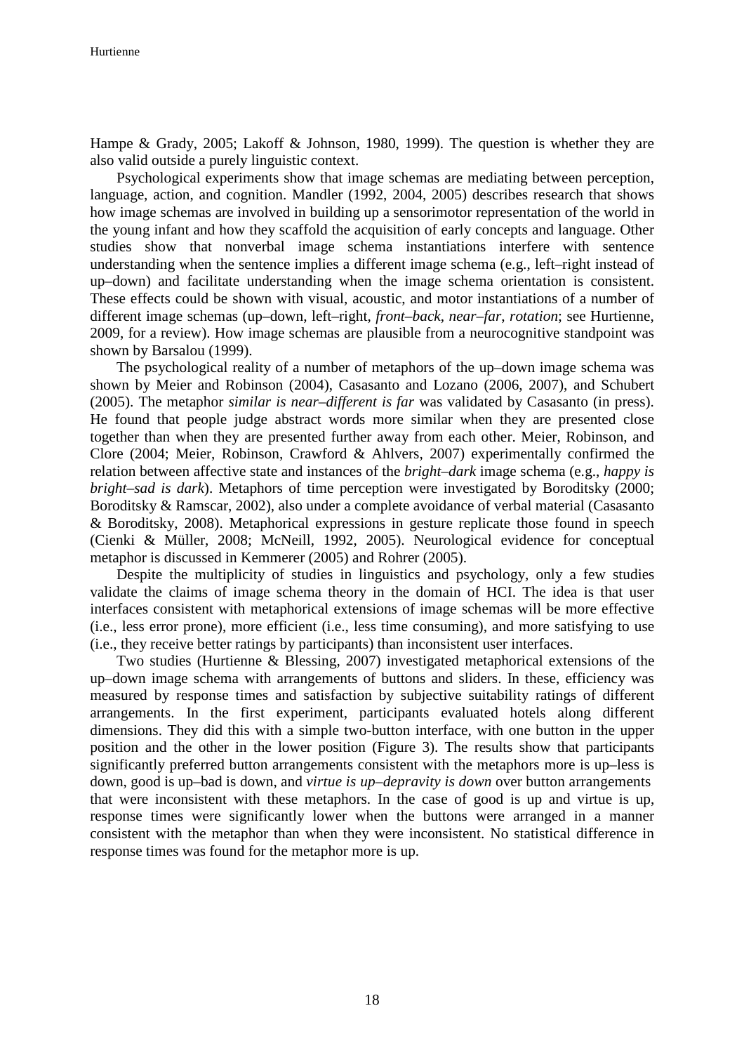Hampe & Grady, 2005; Lakoff & Johnson, 1980, 1999). The question is whether they are also valid outside a purely linguistic context.

Psychological experiments show that image schemas are mediating between perception, language, action, and cognition. Mandler (1992, 2004, 2005) describes research that shows how image schemas are involved in building up a sensorimotor representation of the world in the young infant and how they scaffold the acquisition of early concepts and language. Other studies show that nonverbal image schema instantiations interfere with sentence understanding when the sentence implies a different image schema (e.g., left–right instead of up–down) and facilitate understanding when the image schema orientation is consistent. These effects could be shown with visual, acoustic, and motor instantiations of a number of different image schemas (up–down, left–right, *front–back*, *near–far*, *rotation*; see Hurtienne, 2009, for a review). How image schemas are plausible from a neurocognitive standpoint was shown by Barsalou (1999).

The psychological reality of a number of metaphors of the up–down image schema was shown by Meier and Robinson (2004), Casasanto and Lozano (2006, 2007), and Schubert (2005). The metaphor *similar is near–different is far* was validated by Casasanto (in press). He found that people judge abstract words more similar when they are presented close together than when they are presented further away from each other. Meier, Robinson, and Clore (2004; Meier, Robinson, Crawford & Ahlvers, 2007) experimentally confirmed the relation between affective state and instances of the *bright–dark* image schema (e.g., *happy is bright–sad is dark*). Metaphors of time perception were investigated by Boroditsky (2000; Boroditsky & Ramscar, 2002), also under a complete avoidance of verbal material (Casasanto & Boroditsky, 2008). Metaphorical expressions in gesture replicate those found in speech (Cienki & Müller, 2008; McNeill, 1992, 2005). Neurological evidence for conceptual metaphor is discussed in Kemmerer (2005) and Rohrer (2005).

Despite the multiplicity of studies in linguistics and psychology, only a few studies validate the claims of image schema theory in the domain of HCI. The idea is that user interfaces consistent with metaphorical extensions of image schemas will be more effective (i.e., less error prone), more efficient (i.e., less time consuming), and more satisfying to use (i.e., they receive better ratings by participants) than inconsistent user interfaces.

Two studies (Hurtienne & Blessing, 2007) investigated metaphorical extensions of the up–down image schema with arrangements of buttons and sliders. In these, efficiency was measured by response times and satisfaction by subjective suitability ratings of different arrangements. In the first experiment, participants evaluated hotels along different dimensions. They did this with a simple two-button interface, with one button in the upper position and the other in the lower position (Figure 3). The results show that participants significantly preferred button arrangements consistent with the metaphors more is up–less is down, good is up–bad is down, and *virtue is up–depravity is down* over button arrangements that were inconsistent with these metaphors. In the case of good is up and virtue is up, response times were significantly lower when the buttons were arranged in a manner consistent with the metaphor than when they were inconsistent. No statistical difference in response times was found for the metaphor more is up.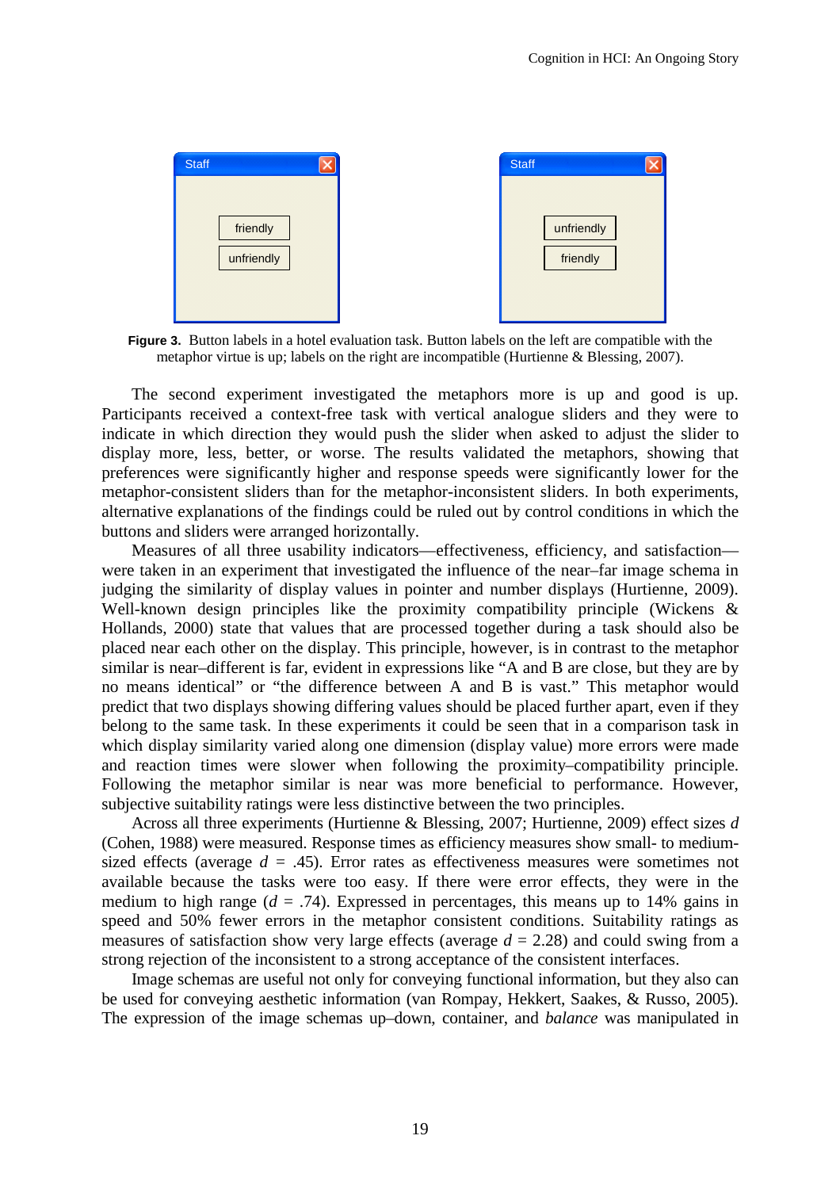**Figure 3.** Button labels in a hotel evaluation task. Button labels on the left are compatible with the metaphor virtue is up; labels on the right are incompatible (Hurtienne & Blessing, 2007).

The second experiment investigated the metaphors more is up and good is up. Participants received a context-free task with vertical analogue sliders and they were to indicate in which direction they would push the slider when asked to adjust the slider to display more, less, better, or worse. The results validated the metaphors, showing that preferences were significantly higher and response speeds were significantly lower for the metaphor-consistent sliders than for the metaphor-inconsistent sliders. In both experiments, alternative explanations of the findings could be ruled out by control conditions in which the buttons and sliders were arranged horizontally.

Measures of all three usability indicators—effectiveness, efficiency, and satisfaction—were taken in an experiment that investigated the influence of the near–far image schema in judging the similarity of display values in pointer and number displays (Hurtienne, 2009). Well-known design principles like the proximity compatibility principle (Wickens & Hollands, 2000) state that values that are processed together during a task should also be placed near each other on the display. This principle, however, is in contrast to the metaphor similar is near–different is far, evident in expressions like "A and B are close, but they are by no means identical" or "the difference between A and B is vast." This metaphor would predict that two displays showing differing values should be placed further apart, even if they belong to the same task. In these experiments it could be seen that in a comparison task in which display similarity varied along one dimension (display value) more errors were made and reaction times were slower when following the proximity–compatibility principle. Following the metaphor similar is near was more beneficial to performance. However, subjective suitability ratings were less distinctive between the two principles.

Across all three experiments (Hurtienne & Blessing, 2007; Hurtienne, 2009) effect sizes $d$ (Cohen, 1988) were measured. Response times as efficiency measures show small- to medium-sized effects (average $d$ = .45). Error rates as effectiveness measures were sometimes not available because the tasks were too easy. If there were error effects, they were in the medium to high range ($d$ = .74). Expressed in percentages, this means up to 14% gains in speed and 50% fewer errors in the metaphor consistent conditions. Suitability ratings as measures of satisfaction show very large effects (average $d$ = 2.28) and could swing from a strong rejection of the inconsistent to a strong acceptance of the consistent interfaces.

Image schemas are useful not only for conveying functional information, but they also can be used for conveying aesthetic information (van Rompay, Hekkert, Saakes, & Russo, 2005). The expression of the image schemas up–down, container, and *balance* was manipulated in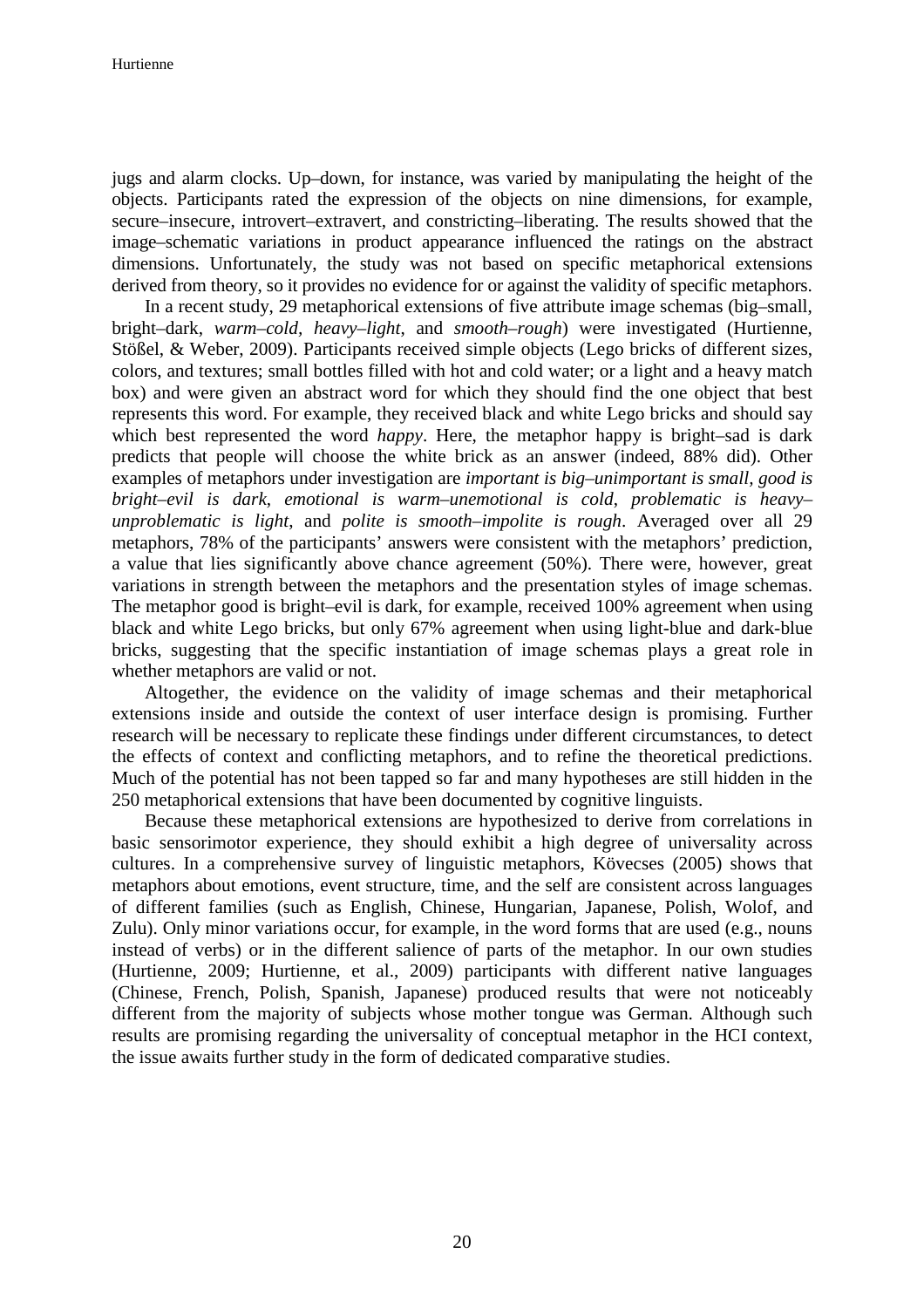jugs and alarm clocks. Up–down, for instance, was varied by manipulating the height of the objects. Participants rated the expression of the objects on nine dimensions, for example, secure–insecure, introvert–extravert, and constricting–liberating. The results showed that the image–schematic variations in product appearance influenced the ratings on the abstract dimensions. Unfortunately, the study was not based on specific metaphorical extensions derived from theory, so it provides no evidence for or against the validity of specific metaphors.

In a recent study, 29 metaphorical extensions of five attribute image schemas (big–small, bright–dark, *warm–cold, heavy–light,* and *smooth–rough*) were investigated (Hurtienne, Stößel, & Weber, 2009). Participants received simple objects (Lego bricks of different sizes, colors, and textures; small bottles filled with hot and cold water; or a light and a heavy match box) and were given an abstract word for which they should find the one object that best represents this word. For example, they received black and white Lego bricks and should say which best represented the word *happy*. Here, the metaphor happy is bright–sad is dark predicts that people will choose the white brick as an answer (indeed, 88% did). Other examples of metaphors under investigation are *important is big–unimportant is small, good is bright–evil is dark*, *emotional is warm–unemotional is cold*, *problematic is heavy–unproblematic is light*, and *polite is smooth–impolite is rough*. Averaged over all 29 metaphors, 78% of the participants' answers were consistent with the metaphors' prediction, a value that lies significantly above chance agreement (50%). There were, however, great variations in strength between the metaphors and the presentation styles of image schemas. The metaphor good is bright–evil is dark, for example, received 100% agreement when using black and white Lego bricks, but only 67% agreement when using light-blue and dark-blue bricks, suggesting that the specific instantiation of image schemas plays a great role in whether metaphors are valid or not.

Altogether, the evidence on the validity of image schemas and their metaphorical extensions inside and outside the context of user interface design is promising. Further research will be necessary to replicate these findings under different circumstances, to detect the effects of context and conflicting metaphors, and to refine the theoretical predictions. Much of the potential has not been tapped so far and many hypotheses are still hidden in the 250 metaphorical extensions that have been documented by cognitive linguists.

Because these metaphorical extensions are hypothesized to derive from correlations in basic sensorimotor experience, they should exhibit a high degree of universality across cultures. In a comprehensive survey of linguistic metaphors, Kövecses (2005) shows that metaphors about emotions, event structure, time, and the self are consistent across languages of different families (such as English, Chinese, Hungarian, Japanese, Polish, Wolof, and Zulu). Only minor variations occur, for example, in the word forms that are used (e.g., nouns instead of verbs) or in the different salience of parts of the metaphor. In our own studies (Hurtienne, 2009; Hurtienne, et al., 2009) participants with different native languages (Chinese, French, Polish, Spanish, Japanese) produced results that were not noticeably different from the majority of subjects whose mother tongue was German. Although such results are promising regarding the universality of conceptual metaphor in the HCI context, the issue awaits further study in the form of dedicated comparative studies.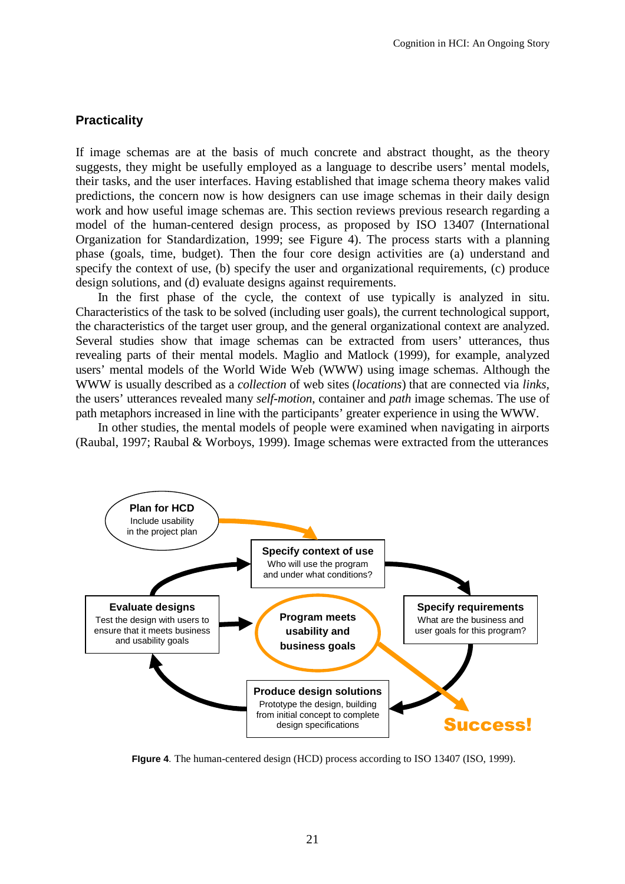## Practicality

If image schemas are at the basis of much concrete and abstract thought, as the theory suggests, they might be usefully employed as a language to describe users' mental models, their tasks, and the user interfaces. Having established that image schema theory makes valid predictions, the concern now is how designers can use image schemas in their daily design work and how useful image schemas are. This section reviews previous research regarding a model of the human-centered design process, as proposed by ISO 13407 (International Organization for Standardization, 1999; see Figure 4). The process starts with a planning phase (goals, time, budget). Then the four core design activities are (a) understand and specify the context of use, (b) specify the user and organizational requirements, (c) produce design solutions, and (d) evaluate designs against requirements.

In the first phase of the cycle, the context of use typically is analyzed in situ. Characteristics of the task to be solved (including user goals), the current technological support, the characteristics of the target user group, and the general organizational context are analyzed. Several studies show that image schemas can be extracted from users' utterances, thus revealing parts of their mental models. Maglio and Matlock (1999), for example, analyzed users' mental models of the World Wide Web (WWW) using image schemas. Although the WWW is usually described as a *collection* of web sites (*locations*) that are connected via *links*, the users' utterances revealed many *self-motion*, container and *path* image schemas. The use of path metaphors increased in line with the participants' greater experience in using the WWW.

In other studies, the mental models of people were examined when navigating in airports (Raubal, 1997; Raubal & Worboys, 1999). Image schemas were extracted from the utterances

**Plan for HCD**
Include usability in the project plan

**Specify context of use**
Who will use the program and under what conditions?

**Specify requirements**
What are the business and user goals for this program?

**Produce design solutions**
Prototype the design, building from initial concept to complete design specifications

**Evaluate designs**
Test the design with users to ensure that it meets business and usability goals

**Program meets usability and business goals**

**Success!**

**Figure 4**. The human-centered design (HCD) process according to ISO 13407 (ISO, 1999).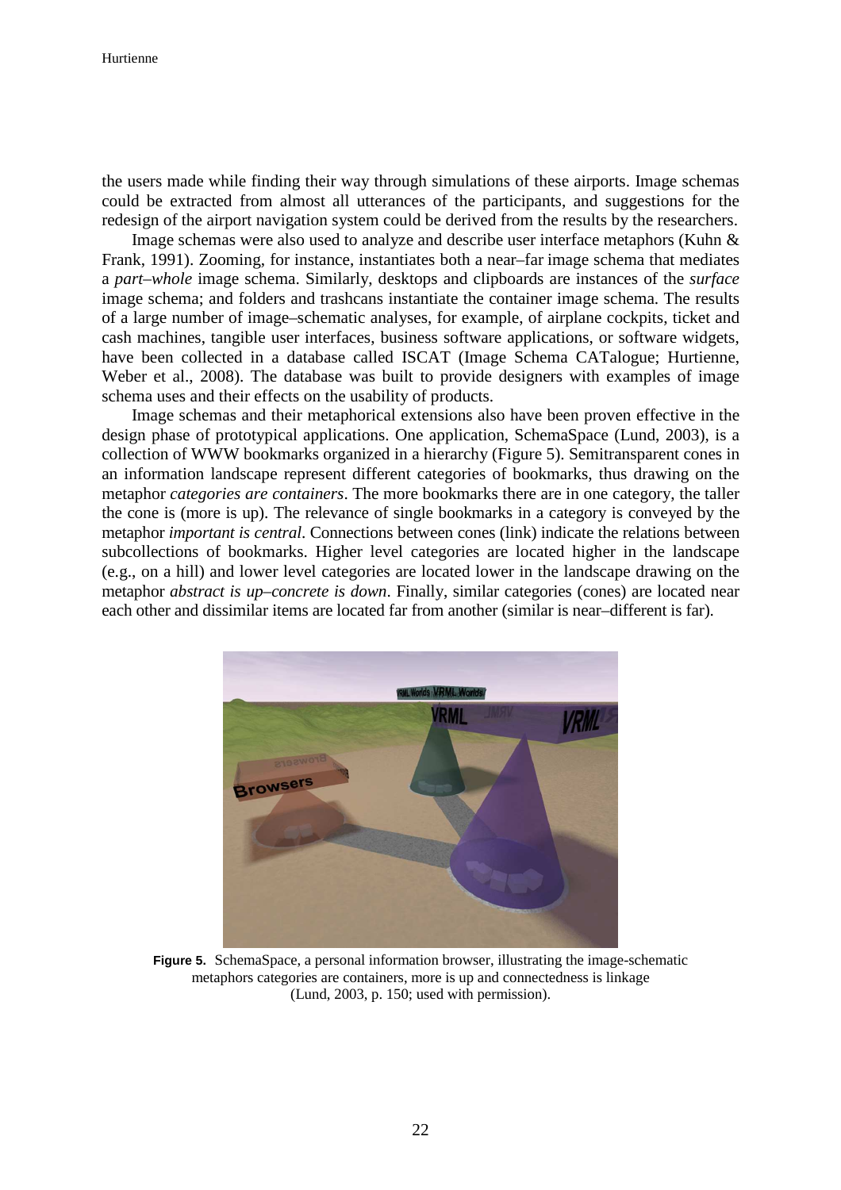the users made while finding their way through simulations of these airports. Image schemas could be extracted from almost all utterances of the participants, and suggestions for the redesign of the airport navigation system could be derived from the results by the researchers.

Image schemas were also used to analyze and describe user interface metaphors (Kuhn & Frank, 1991). Zooming, for instance, instantiates both a near–far image schema that mediates a *part–whole* image schema. Similarly, desktops and clipboards are instances of the *surface* image schema; and folders and trashcans instantiate the container image schema. The results of a large number of image–schematic analyses, for example, of airplane cockpits, ticket and cash machines, tangible user interfaces, business software applications, or software widgets, have been collected in a database called ISCAT (Image Schema CATalogue; Hurtienne, Weber et al., 2008). The database was built to provide designers with examples of image schema uses and their effects on the usability of products.

Image schemas and their metaphorical extensions also have been proven effective in the design phase of prototypical applications. One application, SchemaSpace (Lund, 2003), is a collection of WWW bookmarks organized in a hierarchy (Figure 5). Semitransparent cones in an information landscape represent different categories of bookmarks, thus drawing on the metaphor *categories are containers*. The more bookmarks there are in one category, the taller the cone is (more is up). The relevance of single bookmarks in a category is conveyed by the metaphor *important is central*. Connections between cones (link) indicate the relations between subcollections of bookmarks. Higher level categories are located higher in the landscape (e.g., on a hill) and lower level categories are located lower in the landscape drawing on the metaphor *abstract is up–concrete is down*. Finally, similar categories (cones) are located near each other and dissimilar items are located far from another (similar is near–different is far).

**Figure 5.** SchemaSpace, a personal information browser, illustrating the image-schematic metaphors categories are containers, more is up and connectedness is linkage (Lund, 2003, p. 150; used with permission).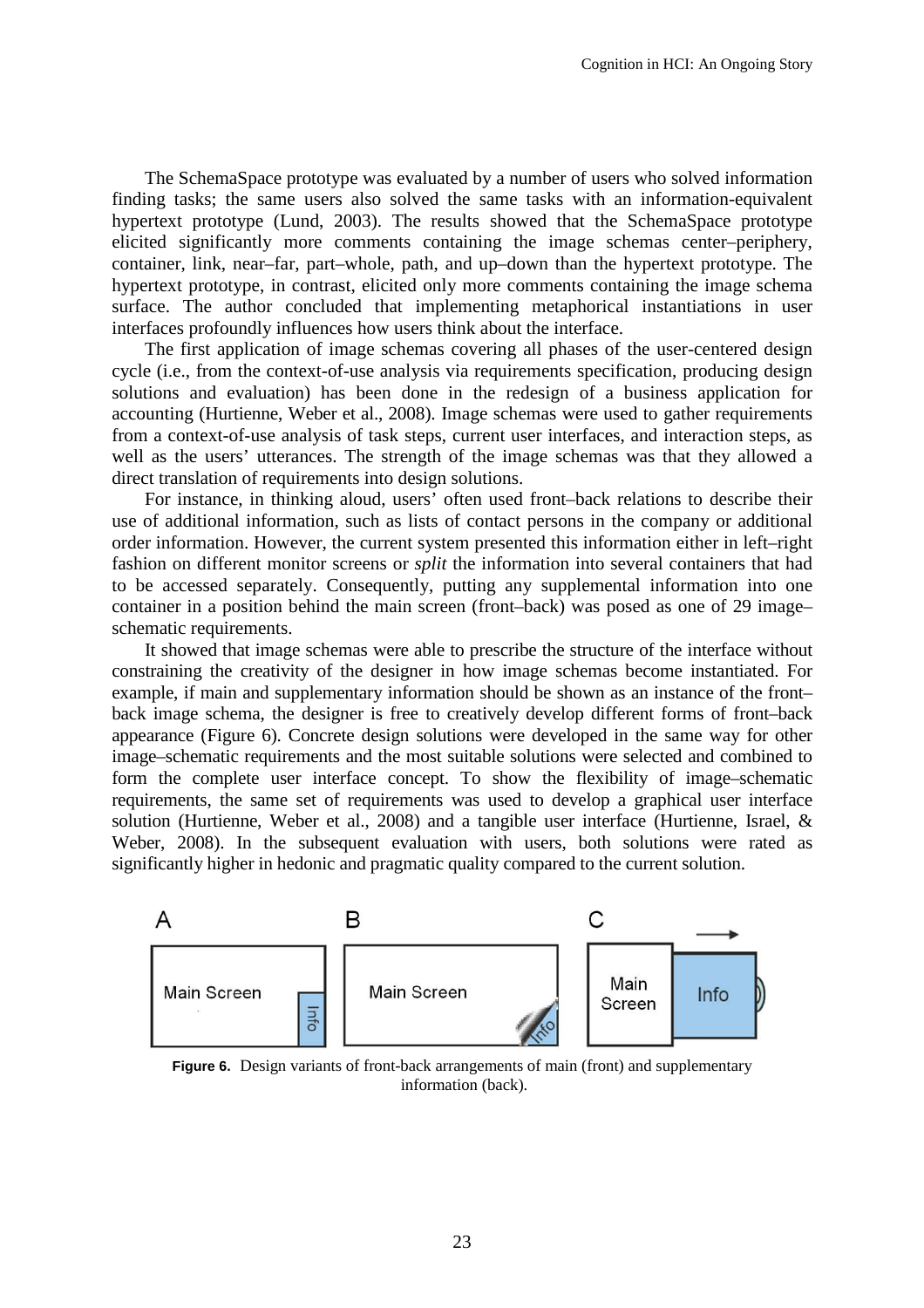The SchemaSpace prototype was evaluated by a number of users who solved information finding tasks; the same users also solved the same tasks with an information-equivalent hypertext prototype (Lund, 2003). The results showed that the SchemaSpace prototype elicited significantly more comments containing the image schemas center–periphery, container, link, near–far, part–whole, path, and up–down than the hypertext prototype. The hypertext prototype, in contrast, elicited only more comments containing the image schema surface. The author concluded that implementing metaphorical instantiations in user interfaces profoundly influences how users think about the interface.

The first application of image schemas covering all phases of the user-centered design cycle (i.e., from the context-of-use analysis via requirements specification, producing design solutions and evaluation) has been done in the redesign of a business application for accounting (Hurtienne, Weber et al., 2008). Image schemas were used to gather requirements from a context-of-use analysis of task steps, current user interfaces, and interaction steps, as well as the users' utterances. The strength of the image schemas was that they allowed a direct translation of requirements into design solutions.

For instance, in thinking aloud, users' often used front–back relations to describe their use of additional information, such as lists of contact persons in the company or additional order information. However, the current system presented this information either in left–right fashion on different monitor screens or *split* the information into several containers that had to be accessed separately. Consequently, putting any supplemental information into one container in a position behind the main screen (front–back) was posed as one of 29 image–schematic requirements.

It showed that image schemas were able to prescribe the structure of the interface without constraining the creativity of the designer in how image schemas become instantiated. For example, if main and supplementary information should be shown as an instance of the front–back image schema, the designer is free to creatively develop different forms of front–back appearance (Figure 6). Concrete design solutions were developed in the same way for other image–schematic requirements and the most suitable solutions were selected and combined to form the complete user interface concept. To show the flexibility of image–schematic requirements, the same set of requirements was used to develop a graphical user interface solution (Hurtienne, Weber et al., 2008) and a tangible user interface (Hurtienne, Israel, & Weber, 2008). In the subsequent evaluation with users, both solutions were rated as significantly higher in hedonic and pragmatic quality compared to the current solution.

**Figure 6.** Design variants of front-back arrangements of main (front) and supplementary information (back).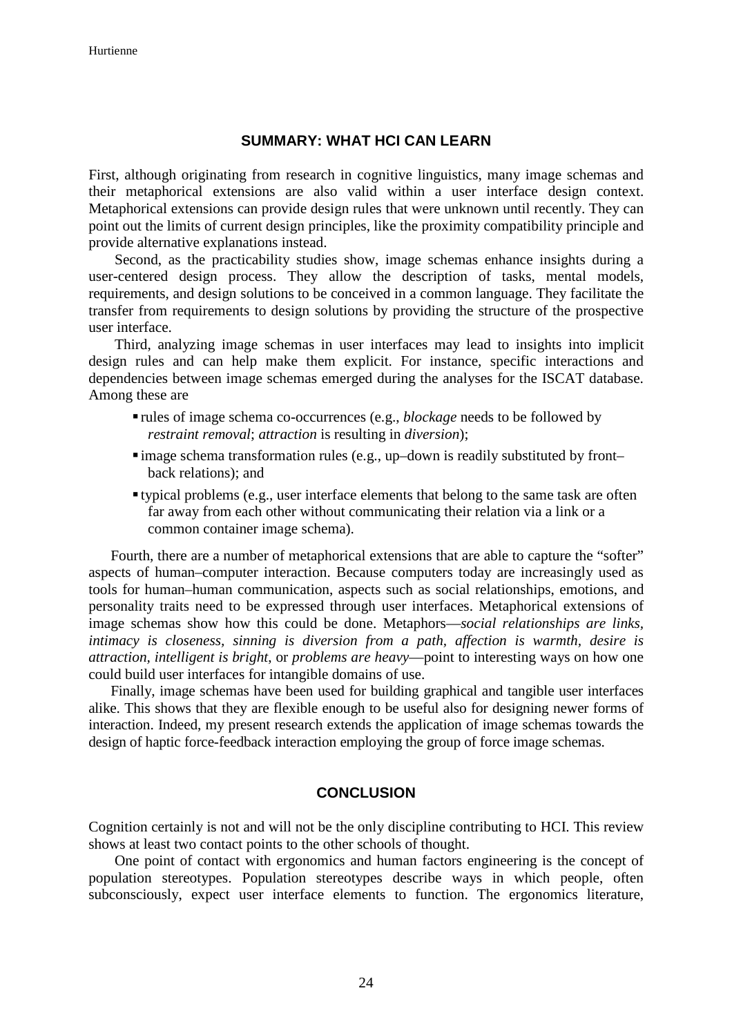## SUMMARY: WHAT HCI CAN LEARN

First, although originating from research in cognitive linguistics, many image schemas and their metaphorical extensions are also valid within a user interface design context. Metaphorical extensions can provide design rules that were unknown until recently. They can point out the limits of current design principles, like the proximity compatibility principle and provide alternative explanations instead.

Second, as the practicability studies show, image schemas enhance insights during a user-centered design process. They allow the description of tasks, mental models, requirements, and design solutions to be conceived in a common language. They facilitate the transfer from requirements to design solutions by providing the structure of the prospective user interface.

Third, analyzing image schemas in user interfaces may lead to insights into implicit design rules and can help make them explicit. For instance, specific interactions and dependencies between image schemas emerged during the analyses for the ISCAT database. Among these are

- rules of image schema co-occurrences (e.g., *blockage* needs to be followed by *restraint removal*; *attraction* is resulting in *diversion*);
- image schema transformation rules (e.g., up–down is readily substituted by front–back relations); and
- typical problems (e.g., user interface elements that belong to the same task are often far away from each other without communicating their relation via a link or a common container image schema).

Fourth, there are a number of metaphorical extensions that are able to capture the "softer" aspects of human–computer interaction. Because computers today are increasingly used as tools for human–human communication, aspects such as social relationships, emotions, and personality traits need to be expressed through user interfaces. Metaphorical extensions of image schemas show how this could be done. Metaphors—*social relationships are links, intimacy is closeness, sinning is diversion from a path, affection is warmth, desire is attraction, intelligent is bright*, or *problems are heavy*—point to interesting ways on how one could build user interfaces for intangible domains of use.

Finally, image schemas have been used for building graphical and tangible user interfaces alike. This shows that they are flexible enough to be useful also for designing newer forms of interaction. Indeed, my present research extends the application of image schemas towards the design of haptic force-feedback interaction employing the group of force image schemas.

## CONCLUSION

Cognition certainly is not and will not be the only discipline contributing to HCI. This review shows at least two contact points to the other schools of thought.

One point of contact with ergonomics and human factors engineering is the concept of population stereotypes. Population stereotypes describe ways in which people, often subconsciously, expect user interface elements to function. The ergonomics literature,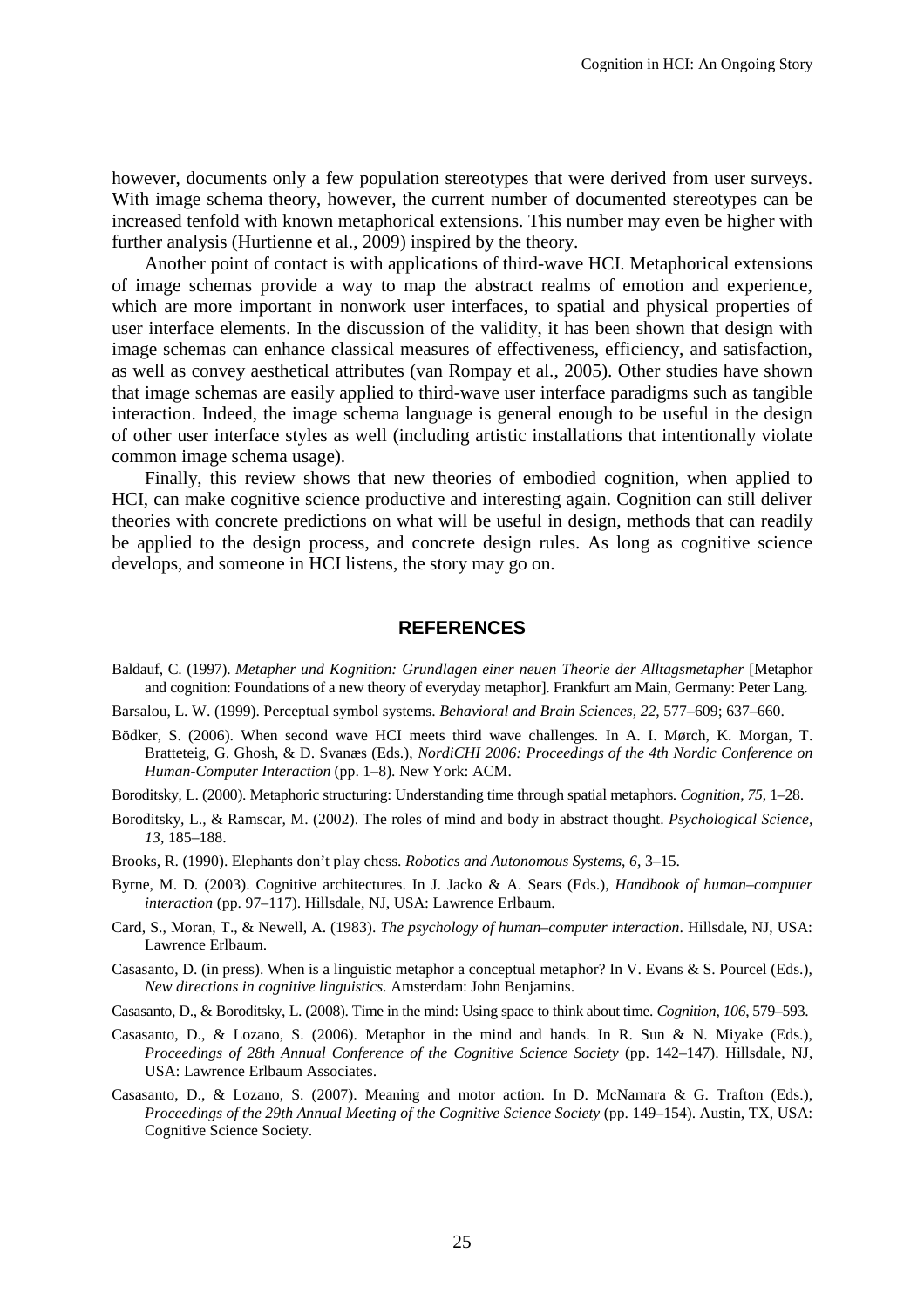however, documents only a few population stereotypes that were derived from user surveys. With image schema theory, however, the current number of documented stereotypes can be increased tenfold with known metaphorical extensions. This number may even be higher with further analysis (Hurtienne et al., 2009) inspired by the theory.

Another point of contact is with applications of third-wave HCI. Metaphorical extensions of image schemas provide a way to map the abstract realms of emotion and experience, which are more important in nonwork user interfaces, to spatial and physical properties of user interface elements. In the discussion of the validity, it has been shown that design with image schemas can enhance classical measures of effectiveness, efficiency, and satisfaction, as well as convey aesthetical attributes (van Rompay et al., 2005). Other studies have shown that image schemas are easily applied to third-wave user interface paradigms such as tangible interaction. Indeed, the image schema language is general enough to be useful in the design of other user interface styles as well (including artistic installations that intentionally violate common image schema usage).

Finally, this review shows that new theories of embodied cognition, when applied to HCI, can make cognitive science productive and interesting again. Cognition can still deliver theories with concrete predictions on what will be useful in design, methods that can readily be applied to the design process, and concrete design rules. As long as cognitive science develops, and someone in HCI listens, the story may go on.

## REFERENCES

Baldauf, C. (1997). *Metapher und Kognition: Grundlagen einer neuen Theorie der Alltagsmetapher* [Metaphor and cognition: Foundations of a new theory of everyday metaphor]. Frankfurt am Main, Germany: Peter Lang.

Barsalou, L. W. (1999). Perceptual symbol systems. *Behavioral and Brain Sciences, 22*, 577–609; 637–660.

Bödker, S. (2006). When second wave HCI meets third wave challenges. In A. I. Mørch, K. Morgan, T. Bratteteig, G. Ghosh, & D. Svanæs (Eds.), *NordiCHI 2006: Proceedings of the 4th Nordic Conference on Human-Computer Interaction* (pp. 1–8). New York: ACM.

Boroditsky, L. (2000). Metaphoric structuring: Understanding time through spatial metaphors. *Cognition, 75*, 1–28.

Boroditsky, L., & Ramscar, M. (2002). The roles of mind and body in abstract thought. *Psychological Science, 13*, 185–188.

Brooks, R. (1990). Elephants don't play chess. *Robotics and Autonomous Systems, 6*, 3–15.

Byrne, M. D. (2003). Cognitive architectures. In J. Jacko & A. Sears (Eds.), *Handbook of human–computer interaction* (pp. 97–117). Hillsdale, NJ, USA: Lawrence Erlbaum.

Card, S., Moran, T., & Newell, A. (1983). *The psychology of human–computer interaction*. Hillsdale, NJ, USA: Lawrence Erlbaum.

Casasanto, D. (in press). When is a linguistic metaphor a conceptual metaphor? In V. Evans & S. Pourcel (Eds.), *New directions in cognitive linguistics*. Amsterdam: John Benjamins.

Casasanto, D., & Boroditsky, L. (2008). Time in the mind: Using space to think about time. *Cognition, 106*, 579–593.

Casasanto, D., & Lozano, S. (2006). Metaphor in the mind and hands. In R. Sun & N. Miyake (Eds.), *Proceedings of 28th Annual Conference of the Cognitive Science Society* (pp. 142–147). Hillsdale, NJ, USA: Lawrence Erlbaum Associates.

Casasanto, D., & Lozano, S. (2007). Meaning and motor action. In D. McNamara & G. Trafton (Eds.), *Proceedings of the 29th Annual Meeting of the Cognitive Science Society* (pp. 149–154). Austin, TX, USA: Cognitive Science Society.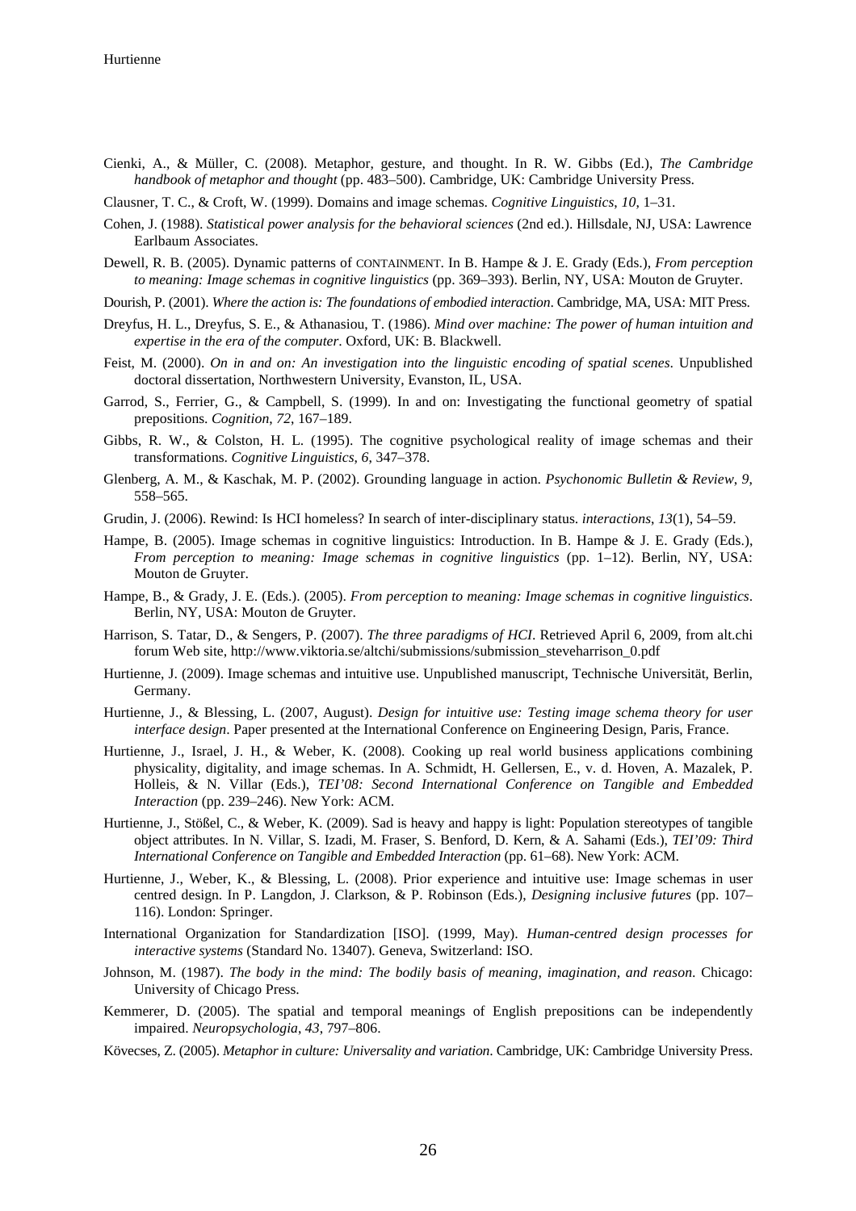Cienki, A., & Müller, C. (2008). Metaphor, gesture, and thought. In R. W. Gibbs (Ed.), *The Cambridge handbook of metaphor and thought* (pp. 483–500). Cambridge, UK: Cambridge University Press.

Clausner, T. C., & Croft, W. (1999). Domains and image schemas. *Cognitive Linguistics, 10*, 1–31.

Cohen, J. (1988). *Statistical power analysis for the behavioral sciences* (2nd ed.). Hillsdale, NJ, USA: Lawrence Earlbaum Associates.

Dewell, R. B. (2005). Dynamic patterns of CONTAINMENT. In B. Hampe & J. E. Grady (Eds.), *From perception to meaning: Image schemas in cognitive linguistics* (pp. 369–393). Berlin, NY, USA: Mouton de Gruyter.

Dourish, P. (2001). *Where the action is: The foundations of embodied interaction*. Cambridge, MA, USA: MIT Press.

Dreyfus, H. L., Dreyfus, S. E., & Athanasiou, T. (1986). *Mind over machine: The power of human intuition and expertise in the era of the computer*. Oxford, UK: B. Blackwell.

Feist, M. (2000). *On in and on: An investigation into the linguistic encoding of spatial scenes*. Unpublished doctoral dissertation, Northwestern University, Evanston, IL, USA.

Garrod, S., Ferrier, G., & Campbell, S. (1999). In and on: Investigating the functional geometry of spatial prepositions. *Cognition, 72*, 167–189.

Gibbs, R. W., & Colston, H. L. (1995). The cognitive psychological reality of image schemas and their transformations. *Cognitive Linguistics, 6*, 347–378.

Glenberg, A. M., & Kaschak, M. P. (2002). Grounding language in action. *Psychonomic Bulletin & Review, 9*, 558–565.

Grudin, J. (2006). Rewind: Is HCI homeless? In search of inter-disciplinary status. *interactions, 13*(1), 54–59.

Hampe, B. (2005). Image schemas in cognitive linguistics: Introduction. In B. Hampe & J. E. Grady (Eds.), *From perception to meaning: Image schemas in cognitive linguistics* (pp. 1–12). Berlin, NY, USA: Mouton de Gruyter.

Hampe, B., & Grady, J. E. (Eds.). (2005). *From perception to meaning: Image schemas in cognitive linguistics*. Berlin, NY, USA: Mouton de Gruyter.

Harrison, S. Tatar, D., & Sengers, P. (2007). *The three paradigms of HCI*. Retrieved April 6, 2009, from alt.chi forum Web site, http://www.viktoria.se/altchi/submissions/submission_steveharrison_0.pdf

Hurtienne, J. (2009). Image schemas and intuitive use. Unpublished manuscript, Technische Universität, Berlin, Germany.

Hurtienne, J., & Blessing, L. (2007, August). *Design for intuitive use: Testing image schema theory for user interface design*. Paper presented at the International Conference on Engineering Design, Paris, France.

Hurtienne, J., Israel, J. H., & Weber, K. (2008). Cooking up real world business applications combining physicality, digitality, and image schemas. In A. Schmidt, H. Gellersen, E., v. d. Hoven, A. Mazalek, P. Holleis, & N. Villar (Eds.), *TEI'08: Second International Conference on Tangible and Embedded Interaction* (pp. 239–246). New York: ACM.

Hurtienne, J., Stößel, C., & Weber, K. (2009). Sad is heavy and happy is light: Population stereotypes of tangible object attributes. In N. Villar, S. Izadi, M. Fraser, S. Benford, D. Kern, & A. Sahami (Eds.), *TEI'09: Third International Conference on Tangible and Embedded Interaction* (pp. 61–68). New York: ACM.

Hurtienne, J., Weber, K., & Blessing, L. (2008). Prior experience and intuitive use: Image schemas in user centred design. In P. Langdon, J. Clarkson, & P. Robinson (Eds.), *Designing inclusive futures* (pp. 107–116). London: Springer.

International Organization for Standardization [ISO]. (1999, May). *Human-centred design processes for interactive systems* (Standard No. 13407). Geneva, Switzerland: ISO.

Johnson, M. (1987). *The body in the mind: The bodily basis of meaning, imagination, and reason*. Chicago: University of Chicago Press.

Kemmerer, D. (2005). The spatial and temporal meanings of English prepositions can be independently impaired. *Neuropsychologia, 43*, 797–806.

Kövecses, Z. (2005). *Metaphor in culture: Universality and variation*. Cambridge, UK: Cambridge University Press.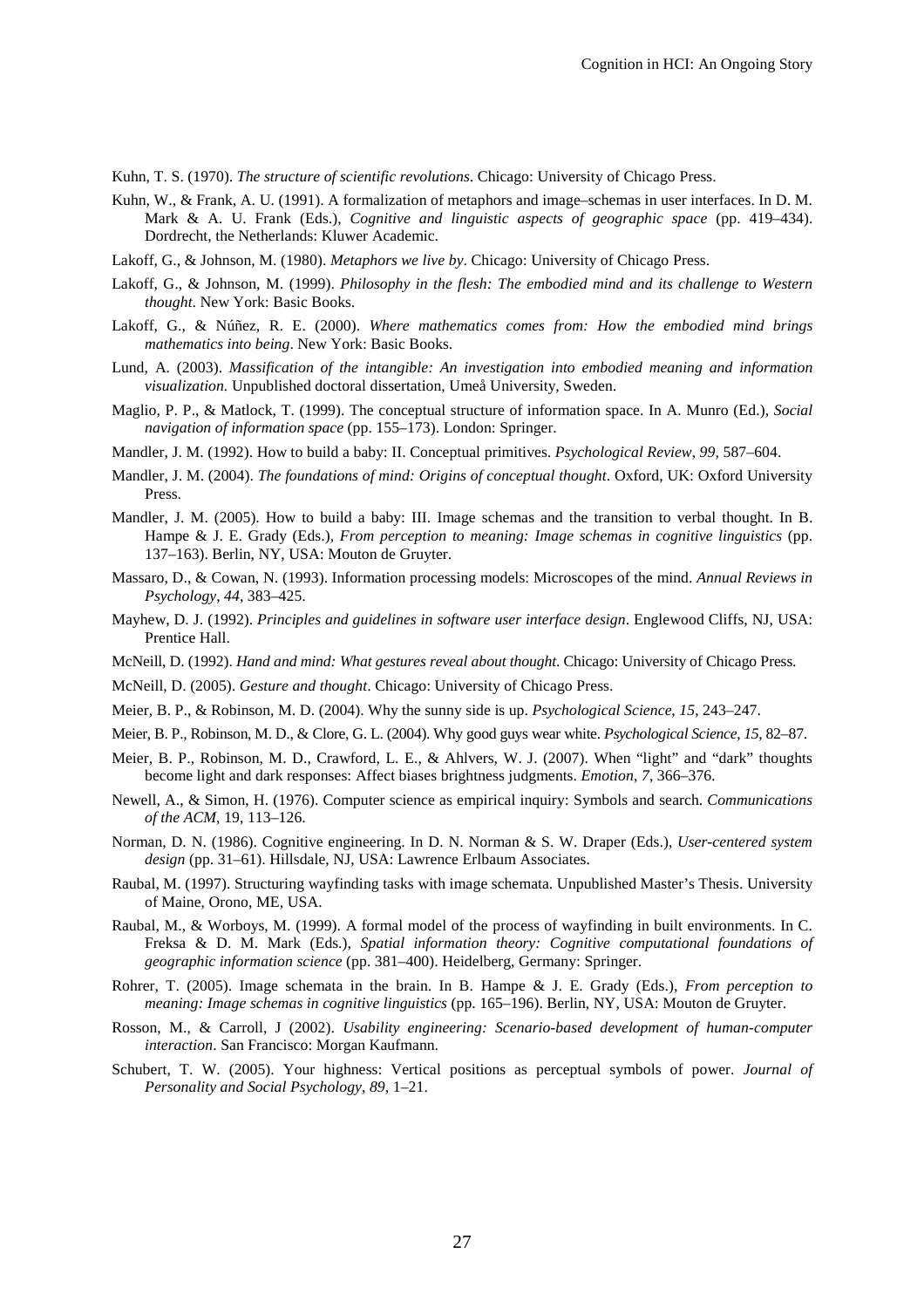Kuhn, T. S. (1970). *The structure of scientific revolutions*. Chicago: University of Chicago Press.

Kuhn, W., & Frank, A. U. (1991). A formalization of metaphors and image–schemas in user interfaces. In D. M. Mark & A. U. Frank (Eds.), *Cognitive and linguistic aspects of geographic space* (pp. 419–434). Dordrecht, the Netherlands: Kluwer Academic.

Lakoff, G., & Johnson, M. (1980). *Metaphors we live by*. Chicago: University of Chicago Press.

Lakoff, G., & Johnson, M. (1999). *Philosophy in the flesh: The embodied mind and its challenge to Western thought*. New York: Basic Books.

Lakoff, G., & Núñez, R. E. (2000). *Where mathematics comes from: How the embodied mind brings mathematics into being*. New York: Basic Books.

Lund, A. (2003). *Massification of the intangible: An investigation into embodied meaning and information visualization.* Unpublished doctoral dissertation, Umeå University, Sweden.

Maglio, P. P., & Matlock, T. (1999). The conceptual structure of information space. In A. Munro (Ed.), *Social navigation of information space* (pp. 155–173). London: Springer.

Mandler, J. M. (1992). How to build a baby: II. Conceptual primitives. *Psychological Review, 99,* 587–604.

Mandler, J. M. (2004). *The foundations of mind: Origins of conceptual thought*. Oxford, UK: Oxford University Press.

Mandler, J. M. (2005). How to build a baby: III. Image schemas and the transition to verbal thought. In B. Hampe & J. E. Grady (Eds.), *From perception to meaning: Image schemas in cognitive linguistics* (pp. 137–163). Berlin, NY, USA: Mouton de Gruyter.

Massaro, D., & Cowan, N. (1993). Information processing models: Microscopes of the mind. *Annual Reviews in Psychology*, *44*, 383–425.

Mayhew, D. J. (1992). *Principles and guidelines in software user interface design*. Englewood Cliffs, NJ, USA: Prentice Hall.

McNeill, D. (1992). *Hand and mind: What gestures reveal about thought*. Chicago: University of Chicago Press.

McNeill, D. (2005). *Gesture and thought*. Chicago: University of Chicago Press.

Meier, B. P., & Robinson, M. D. (2004). Why the sunny side is up. *Psychological Science*, *15*, 243–247.

Meier, B. P., Robinson, M. D., & Clore, G. L. (2004). Why good guys wear white. *Psychological Science*, *15*, 82–87.

Meier, B. P., Robinson, M. D., Crawford, L. E., & Ahlvers, W. J. (2007). When "light" and "dark" thoughts become light and dark responses: Affect biases brightness judgments. *Emotion*, *7*, 366–376.

Newell, A., & Simon, H. (1976). Computer science as empirical inquiry: Symbols and search. *Communications of the ACM*, 19, 113–126.

Norman, D. N. (1986). Cognitive engineering. In D. N. Norman & S. W. Draper (Eds.), *User-centered system design* (pp. 31–61). Hillsdale, NJ, USA: Lawrence Erlbaum Associates.

Raubal, M. (1997). Structuring wayfinding tasks with image schemata. Unpublished Master's Thesis. University of Maine, Orono, ME, USA.

Raubal, M., & Worboys, M. (1999). A formal model of the process of wayfinding in built environments. In C. Freksa & D. M. Mark (Eds.), *Spatial information theory: Cognitive computational foundations of geographic information science* (pp. 381–400). Heidelberg, Germany: Springer.

Rohrer, T. (2005). Image schemata in the brain. In B. Hampe & J. E. Grady (Eds.), *From perception to meaning: Image schemas in cognitive linguistics* (pp. 165–196). Berlin, NY, USA: Mouton de Gruyter.

Rosson, M., & Carroll, J (2002). *Usability engineering: Scenario-based development of human-computer interaction*. San Francisco: Morgan Kaufmann.

Schubert, T. W. (2005). Your highness: Vertical positions as perceptual symbols of power. *Journal of Personality and Social Psychology*, *89*, 1–21.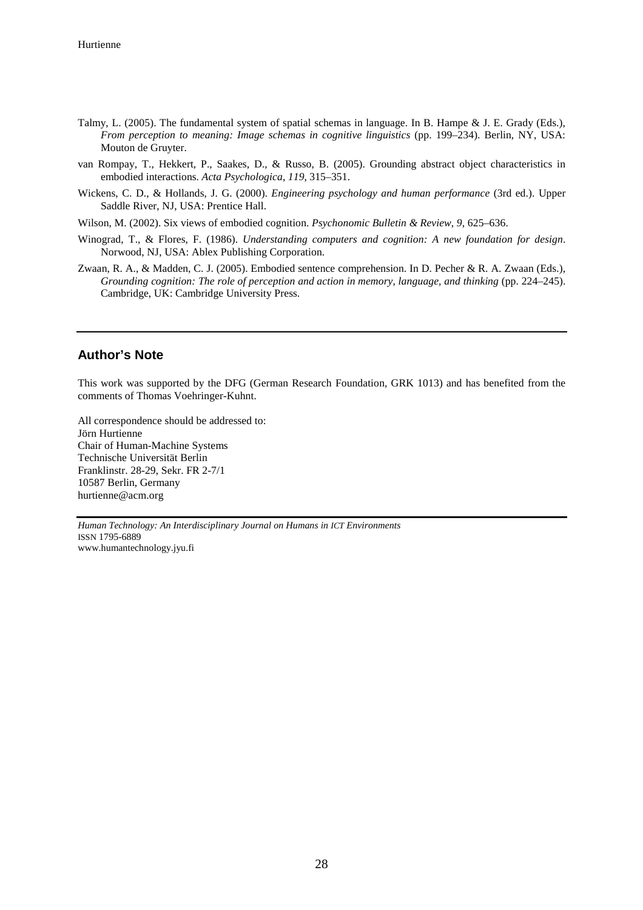Talmy, L. (2005). The fundamental system of spatial schemas in language. In B. Hampe & J. E. Grady (Eds.), *From perception to meaning: Image schemas in cognitive linguistics* (pp. 199–234). Berlin, NY, USA: Mouton de Gruyter.

van Rompay, T., Hekkert, P., Saakes, D., & Russo, B. (2005). Grounding abstract object characteristics in embodied interactions. *Acta Psychologica*, *119*, 315–351.

Wickens, C. D., & Hollands, J. G. (2000). *Engineering psychology and human performance* (3rd ed.). Upper Saddle River, NJ, USA: Prentice Hall.

Wilson, M. (2002). Six views of embodied cognition. *Psychonomic Bulletin & Review*, *9*, 625–636.

Winograd, T., & Flores, F. (1986). *Understanding computers and cognition: A new foundation for design*. Norwood, NJ, USA: Ablex Publishing Corporation.

Zwaan, R. A., & Madden, C. J. (2005). Embodied sentence comprehension. In D. Pecher & R. A. Zwaan (Eds.), *Grounding cognition: The role of perception and action in memory, language, and thinking* (pp. 224–245). Cambridge, UK: Cambridge University Press.

## Author's Note

This work was supported by the DFG (German Research Foundation, GRK 1013) and has benefited from the comments of Thomas Voehringer-Kuhnt.

All correspondence should be addressed to:
Jörn Hurtienne
Chair of Human-Machine Systems
Technische Universität Berlin
Franklinstr. 28-29, Sekr. FR 2-7/1
10587 Berlin, Germany
hurtienne@acm.org

*Human Technology: An Interdisciplinary Journal on Humans in ICT Environments*
ISSN 1795-6889
www.humantechnology.jyu.fi